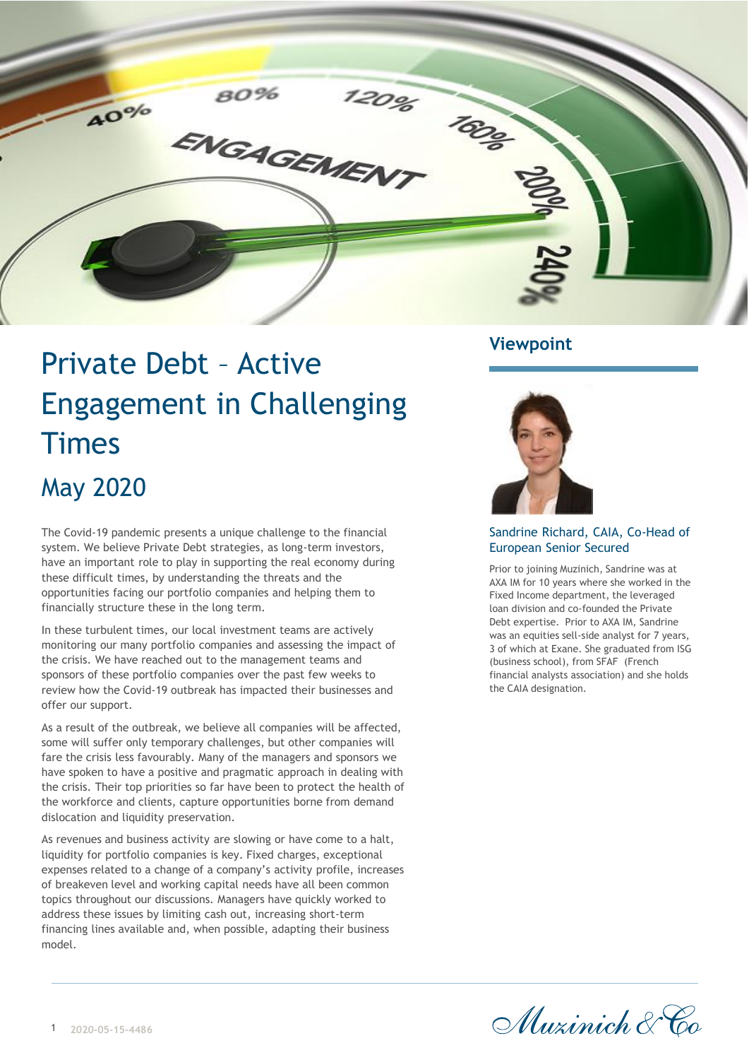# Private Debt – Active Engagement in Challenging Times

## May 2020

The Covid-19 pandemic presents a unique challenge to the financial system. We believe Private Debt strategies, as long-term investors, have an important role to play in supporting the real economy during these difficult times, by understanding the threats and the opportunities facing our portfolio companies and helping them to financially structure these in the long term.

In these turbulent times, our local investment teams are actively monitoring our many portfolio companies and assessing the impact of the crisis. We have reached out to the management teams and sponsors of these portfolio companies over the past few weeks to review how the Covid-19 outbreak has impacted their businesses and offer our support.

As a result of the outbreak, we believe all companies will be affected, some will suffer only temporary challenges, but other companies will fare the crisis less favourably. Many of the managers and sponsors we have spoken to have a positive and pragmatic approach in dealing with the crisis. Their top priorities so far have been to protect the health of the workforce and clients, capture opportunities borne from demand dislocation and liquidity preservation.

As revenues and business activity are slowing or have come to a halt, liquidity for portfolio companies is key. Fixed charges, exceptional expenses related to a change of a company's activity profile, increases of breakeven level and working capital needs have all been common topics throughout our discussions. Managers have quickly worked to address these issues by limiting cash out, increasing short-term financing lines available and, when possible, adapting their business model.

## Viewpoint

Sandrine Richard, CAIA, Co-Head of European Senior Secured

Prior to joining Muzinich, Sandrine was at AXA IM for 10 years where she worked in the Fixed Income department, the leveraged loan division and co-founded the Private Debt expertise. Prior to AXA IM, Sandrine was an equities sell-side analyst for 7 years, 3 of which at Exane. She graduated from ISG (business school), from SFAF (French financial analysts association) and she holds the CAIA designation.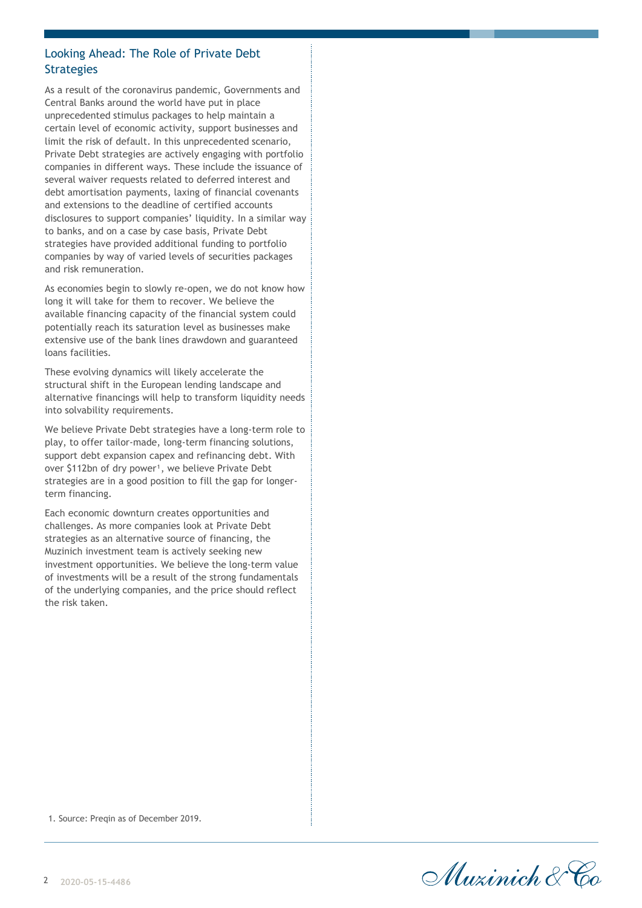## Looking Ahead: The Role of Private Debt Strategies

As a result of the coronavirus pandemic, Governments and Central Banks around the world have put in place unprecedented stimulus packages to help maintain a certain level of economic activity, support businesses and limit the risk of default. In this unprecedented scenario, Private Debt strategies are actively engaging with portfolio companies in different ways. These include the issuance of several waiver requests related to deferred interest and debt amortisation payments, laxing of financial covenants and extensions to the deadline of certified accounts disclosures to support companies' liquidity. In a similar way to banks, and on a case by case basis, Private Debt strategies have provided additional funding to portfolio companies by way of varied levels of securities packages and risk remuneration.

As economies begin to slowly re-open, we do not know how long it will take for them to recover. We believe the available financing capacity of the financial system could potentially reach its saturation level as businesses make extensive use of the bank lines drawdown and guaranteed loans facilities.

These evolving dynamics will likely accelerate the structural shift in the European lending landscape and alternative financings will help to transform liquidity needs into solvability requirements.

We believe Private Debt strategies have a long-term role to play, to offer tailor-made, long-term financing solutions, support debt expansion capex and refinancing debt. With over $112bn of dry power[1], we believe Private Debt strategies are in a good position to fill the gap for longer-term financing.

Each economic downturn creates opportunities and challenges. As more companies look at Private Debt strategies as an alternative source of financing, the Muzinich investment team is actively seeking new investment opportunities. We believe the long-term value of investments will be a result of the strong fundamentals of the underlying companies, and the price should reflect the risk taken.

1. Source: Preqin as of December 2019.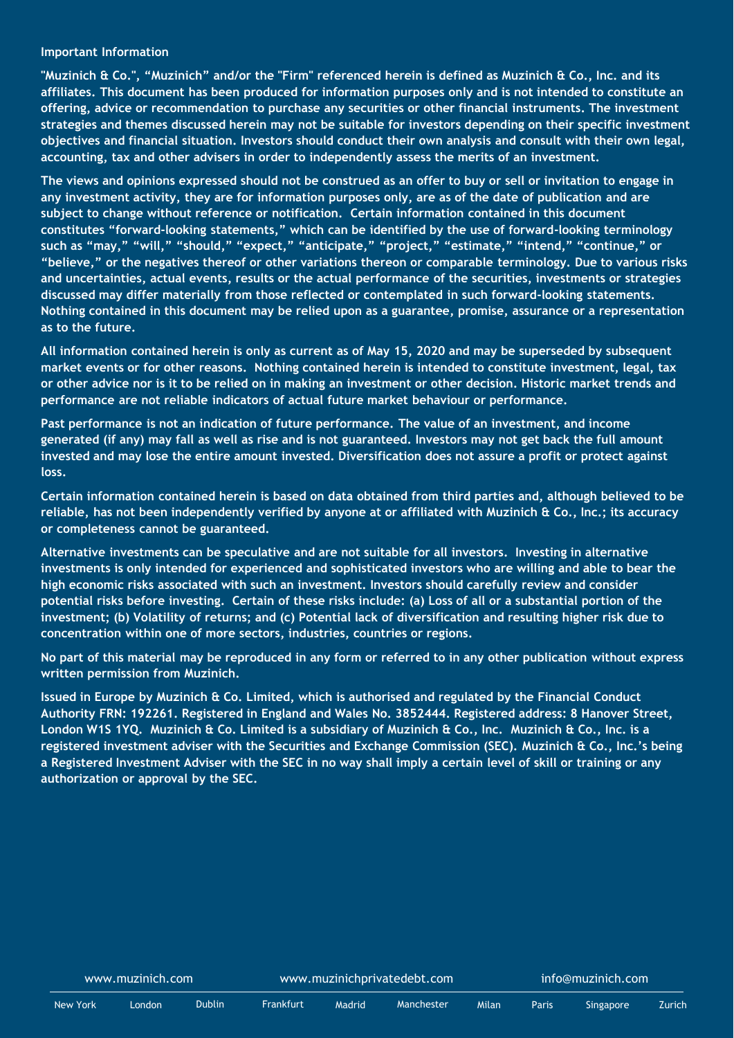**Important Information**

**"Muzinich & Co.", "Muzinich" and/or the "Firm" referenced herein is defined as Muzinich & Co., Inc. and its affiliates. This document has been produced for information purposes only and is not intended to constitute an offering, advice or recommendation to purchase any securities or other financial instruments. The investment strategies and themes discussed herein may not be suitable for investors depending on their specific investment objectives and financial situation. Investors should conduct their own analysis and consult with their own legal, accounting, tax and other advisers in order to independently assess the merits of an investment.**

**The views and opinions expressed should not be construed as an offer to buy or sell or invitation to engage in any investment activity, they are for information purposes only, are as of the date of publication and are subject to change without reference or notification. Certain information contained in this document constitutes "forward-looking statements," which can be identified by the use of forward-looking terminology such as "may," "will," "should," "expect," "anticipate," "project," "estimate," "intend," "continue," or "believe," or the negatives thereof or other variations thereon or comparable terminology. Due to various risks and uncertainties, actual events, results or the actual performance of the securities, investments or strategies discussed may differ materially from those reflected or contemplated in such forward-looking statements. Nothing contained in this document may be relied upon as a guarantee, promise, assurance or a representation as to the future.**

**All information contained herein is only as current as of May 15, 2020 and may be superseded by subsequent market events or for other reasons. Nothing contained herein is intended to constitute investment, legal, tax or other advice nor is it to be relied on in making an investment or other decision. Historic market trends and performance are not reliable indicators of actual future market behaviour or performance.**

**Past performance is not an indication of future performance. The value of an investment, and income generated (if any) may fall as well as rise and is not guaranteed. Investors may not get back the full amount invested and may lose the entire amount invested. Diversification does not assure a profit or protect against loss.**

**Certain information contained herein is based on data obtained from third parties and, although believed to be reliable, has not been independently verified by anyone at or affiliated with Muzinich & Co., Inc.; its accuracy or completeness cannot be guaranteed.**

**Alternative investments can be speculative and are not suitable for all investors. Investing in alternative investments is only intended for experienced and sophisticated investors who are willing and able to bear the high economic risks associated with such an investment. Investors should carefully review and consider potential risks before investing. Certain of these risks include: (a) Loss of all or a substantial portion of the investment; (b) Volatility of returns; and (c) Potential lack of diversification and resulting higher risk due to concentration within one of more sectors, industries, countries or regions.**

**No part of this material may be reproduced in any form or referred to in any other publication without express written permission from Muzinich.**

**Issued in Europe by Muzinich & Co. Limited, which is authorised and regulated by the Financial Conduct Authority FRN: 192261. Registered in England and Wales No. 3852444. Registered address: 8 Hanover Street, London W1S 1YQ. Muzinich & Co. Limited is a subsidiary of Muzinich & Co., Inc. Muzinich & Co., Inc. is a registered investment adviser with the Securities and Exchange Commission (SEC). Muzinich & Co., Inc.'s being a Registered Investment Adviser with the SEC in no way shall imply a certain level of skill or training or any authorization or approval by the SEC.**

www.muzinich.com www.muzinichprivatedebt.com info@muzinich.com

New York London Dublin Frankfurt Madrid Manchester Milan Paris Singapore Zurich